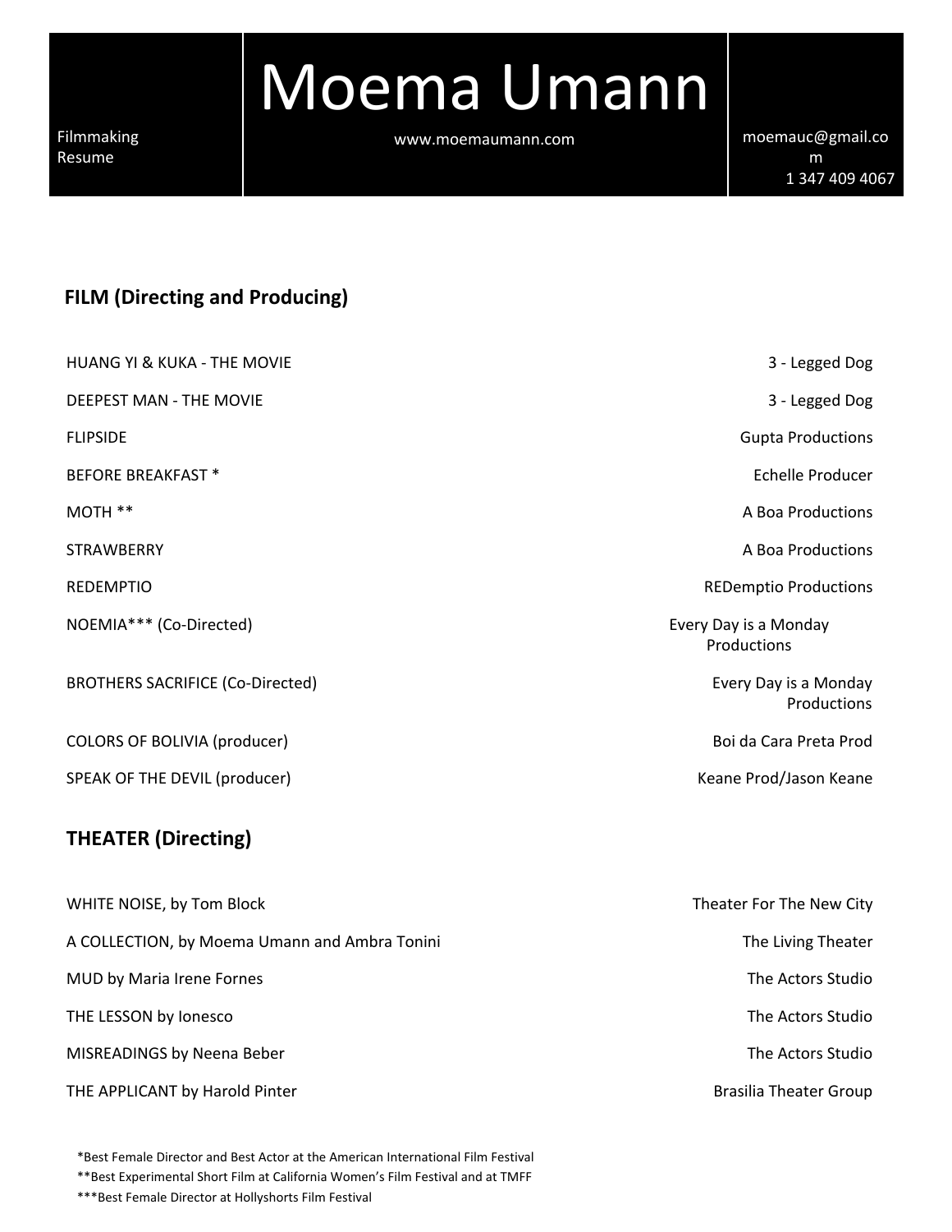Filmmaking Resume

# Moema Umann

www.moemaumann.com

moemauc@gmail.com
1 347 409 4067

## FILM (Directing and Producing)

| | |
|---|---|
| HUANG YI & KUKA - THE MOVIE | 3 - Legged Dog |
| DEEPEST MAN - THE MOVIE | 3 - Legged Dog |
| FLIPSIDE | Gupta Productions |
| BEFORE BREAKFAST * | Echelle Producer |
| MOTH ** | A Boa Productions |
| STRAWBERRY | A Boa Productions |
| REDEMPTIO | REDemptio Productions |
| NOEMIA*** (Co-Directed) | Every Day is a Monday Productions |
| BROTHERS SACRIFICE (Co-Directed) | Every Day is a Monday Productions |
| COLORS OF BOLIVIA (producer) | Boi da Cara Preta Prod |
| SPEAK OF THE DEVIL (producer) | Keane Prod/Jason Keane |

## THEATER (Directing)

| | |
|---|---|
| WHITE NOISE, by Tom Block | Theater For The New City |
| A COLLECTION, by Moema Umann and Ambra Tonini | The Living Theater |
| MUD by Maria Irene Fornes | The Actors Studio |
| THE LESSON by Ionesco | The Actors Studio |
| MISREADINGS by Neena Beber | The Actors Studio |
| THE APPLICANT by Harold Pinter | Brasilia Theater Group |

*Best Female Director and Best Actor at the American International Film Festival

**Best Experimental Short Film at California Women's Film Festival and at TMFF

***Best Female Director at Hollyshorts Film Festival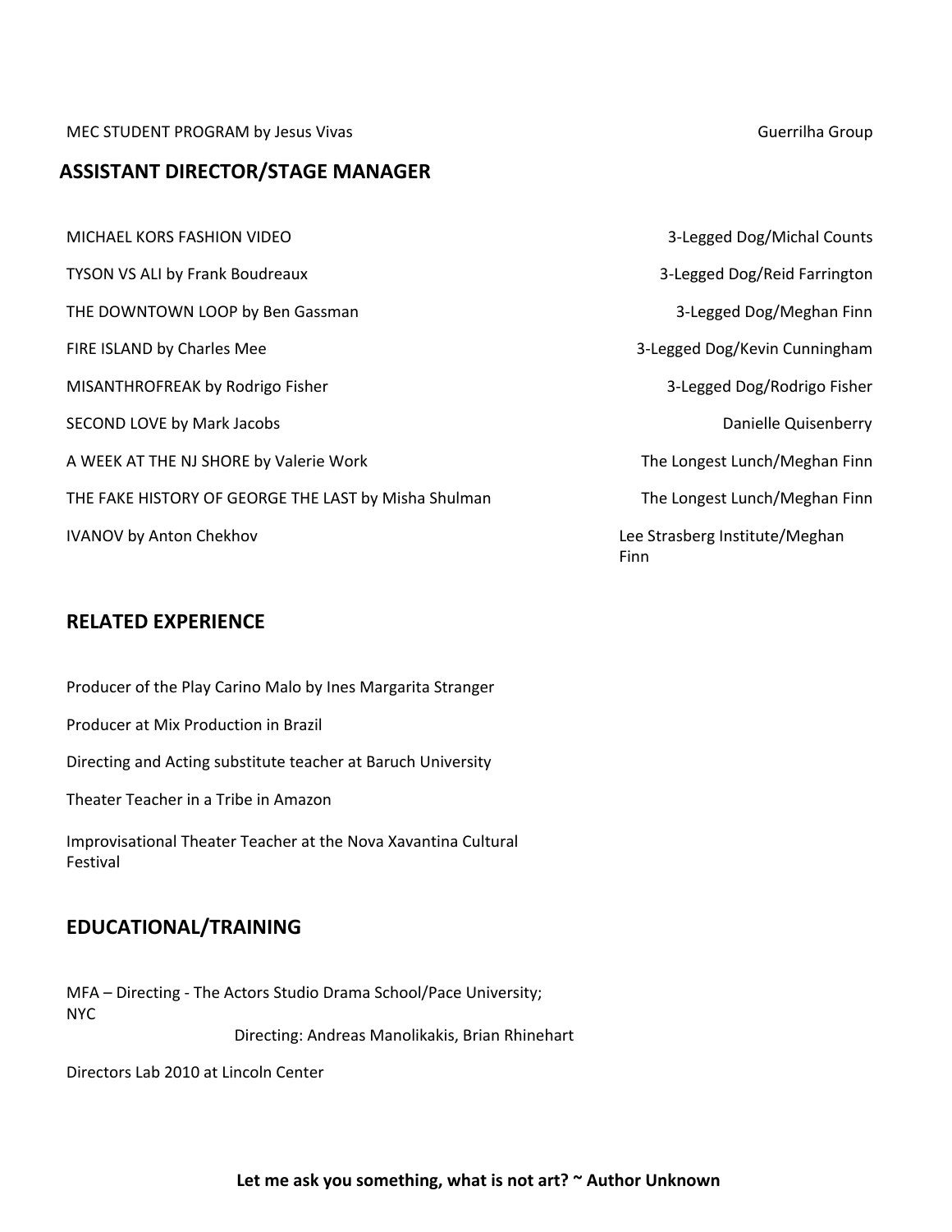MEC STUDENT PROGRAM by Jesus Vivas — Guerrilha Group

## ASSISTANT DIRECTOR/STAGE MANAGER

| | |
|---|---|
| MICHAEL KORS FASHION VIDEO | 3-Legged Dog/Michal Counts |
| TYSON VS ALI by Frank Boudreaux | 3-Legged Dog/Reid Farrington |
| THE DOWNTOWN LOOP by Ben Gassman | 3-Legged Dog/Meghan Finn |
| FIRE ISLAND by Charles Mee | 3-Legged Dog/Kevin Cunningham |
| MISANTHROFREAK by Rodrigo Fisher | 3-Legged Dog/Rodrigo Fisher |
| SECOND LOVE by Mark Jacobs | Danielle Quisenberry |
| A WEEK AT THE NJ SHORE by Valerie Work | The Longest Lunch/Meghan Finn |
| THE FAKE HISTORY OF GEORGE THE LAST by Misha Shulman | The Longest Lunch/Meghan Finn |
| IVANOV by Anton Chekhov | Lee Strasberg Institute/Meghan Finn |

## RELATED EXPERIENCE

Producer of the Play Carino Malo by Ines Margarita Stranger

Producer at Mix Production in Brazil

Directing and Acting substitute teacher at Baruch University

Theater Teacher in a Tribe in Amazon

Improvisational Theater Teacher at the Nova Xavantina Cultural Festival

## EDUCATIONAL/TRAINING

MFA – Directing - The Actors Studio Drama School/Pace University; NYC

Directing: Andreas Manolikakis, Brian Rhinehart

Directors Lab 2010 at Lincoln Center

**Let me ask you something, what is not art? ~ Author Unknown**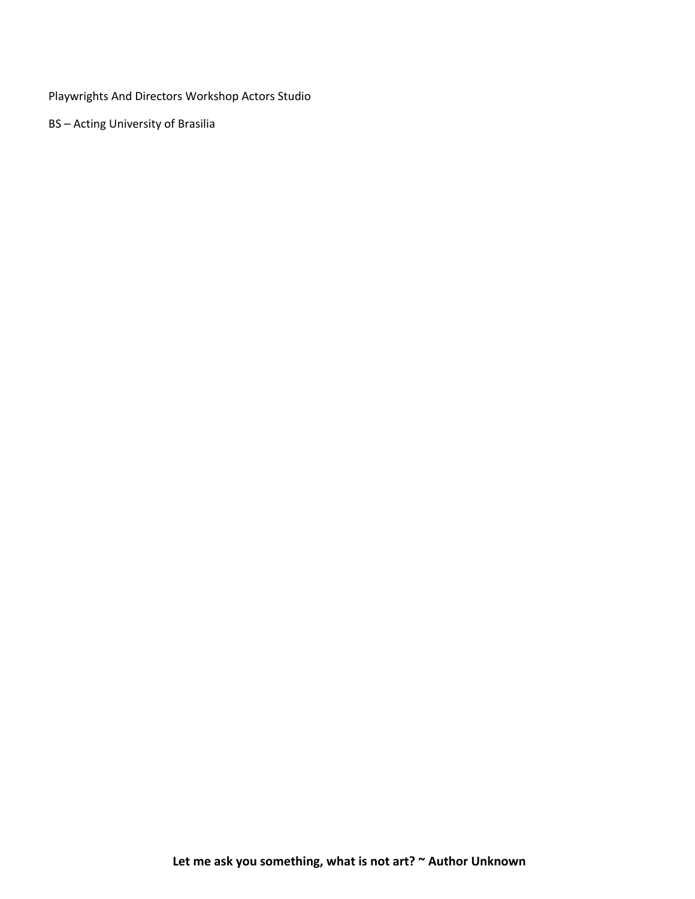Playwrights And Directors Workshop Actors Studio

BS – Acting University of Brasilia

**Let me ask you something, what is not art? ~ Author Unknown**